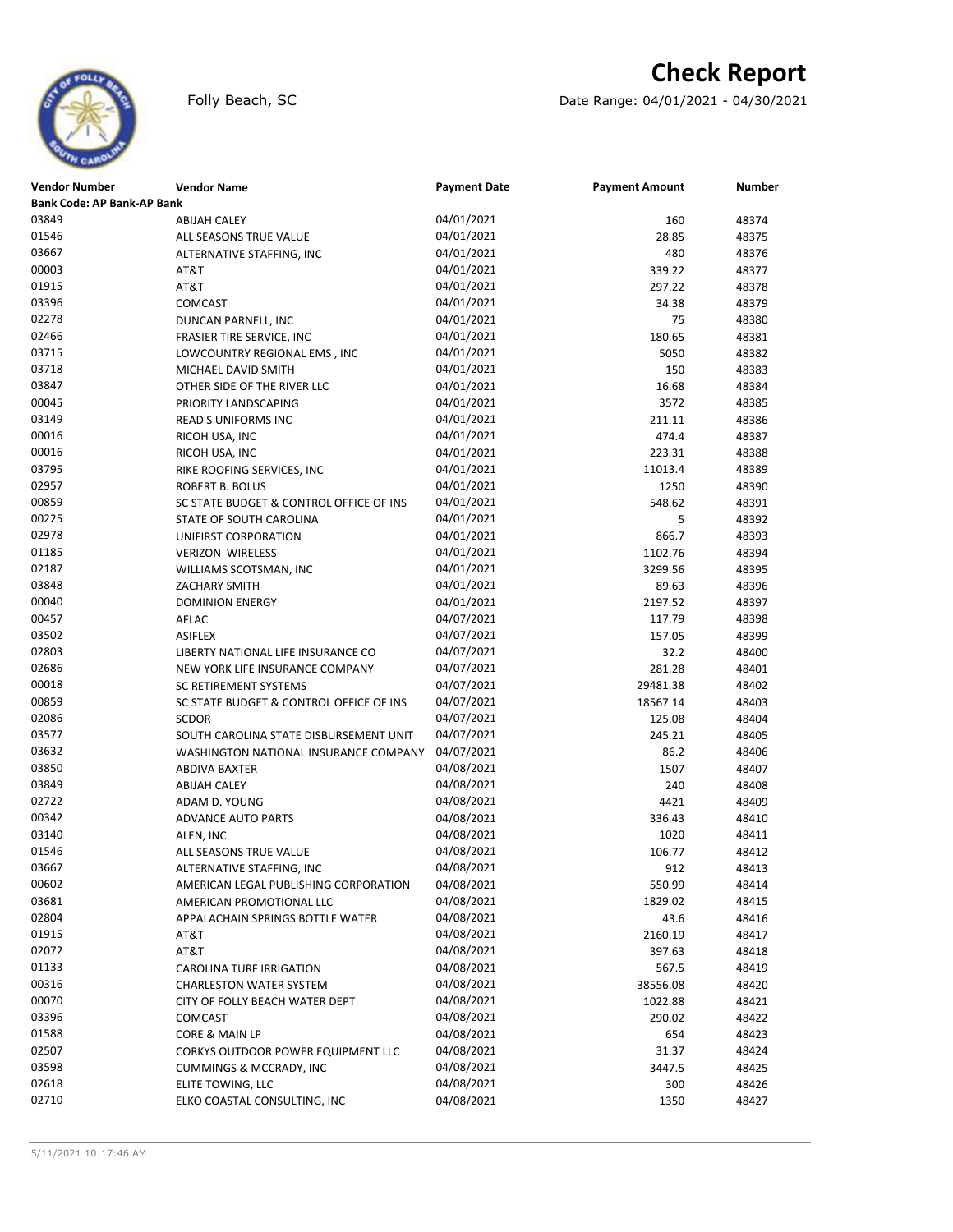# Check Report

Folly Beach, SC

Date Range: 04/01/2021 - 04/30/2021

| Vendor Number | Vendor Name | Payment Date | Payment Amount | Number |
|---|---|---|---|---|
| **Bank Code: AP Bank-AP Bank** | | | | |
| 03849 | ABIJAH CALEY | 04/01/2021 | 160 | 48374 |
| 01546 | ALL SEASONS TRUE VALUE | 04/01/2021 | 28.85 | 48375 |
| 03667 | ALTERNATIVE STAFFING, INC | 04/01/2021 | 480 | 48376 |
| 00003 | AT&T | 04/01/2021 | 339.22 | 48377 |
| 01915 | AT&T | 04/01/2021 | 297.22 | 48378 |
| 03396 | COMCAST | 04/01/2021 | 34.38 | 48379 |
| 02278 | DUNCAN PARNELL, INC | 04/01/2021 | 75 | 48380 |
| 02466 | FRASIER TIRE SERVICE, INC | 04/01/2021 | 180.65 | 48381 |
| 03715 | LOWCOUNTRY REGIONAL EMS , INC | 04/01/2021 | 5050 | 48382 |
| 03718 | MICHAEL DAVID SMITH | 04/01/2021 | 150 | 48383 |
| 03847 | OTHER SIDE OF THE RIVER LLC | 04/01/2021 | 16.68 | 48384 |
| 00045 | PRIORITY LANDSCAPING | 04/01/2021 | 3572 | 48385 |
| 03149 | READ'S UNIFORMS INC | 04/01/2021 | 211.11 | 48386 |
| 00016 | RICOH USA, INC | 04/01/2021 | 474.4 | 48387 |
| 00016 | RICOH USA, INC | 04/01/2021 | 223.31 | 48388 |
| 03795 | RIKE ROOFING SERVICES, INC | 04/01/2021 | 11013.4 | 48389 |
| 02957 | ROBERT B. BOLUS | 04/01/2021 | 1250 | 48390 |
| 00859 | SC STATE BUDGET & CONTROL OFFICE OF INS | 04/01/2021 | 548.62 | 48391 |
| 00225 | STATE OF SOUTH CAROLINA | 04/01/2021 | 5 | 48392 |
| 02978 | UNIFIRST CORPORATION | 04/01/2021 | 866.7 | 48393 |
| 01185 | VERIZON WIRELESS | 04/01/2021 | 1102.76 | 48394 |
| 02187 | WILLIAMS SCOTSMAN, INC | 04/01/2021 | 3299.56 | 48395 |
| 03848 | ZACHARY SMITH | 04/01/2021 | 89.63 | 48396 |
| 00040 | DOMINION ENERGY | 04/01/2021 | 2197.52 | 48397 |
| 00457 | AFLAC | 04/07/2021 | 117.79 | 48398 |
| 03502 | ASIFLEX | 04/07/2021 | 157.05 | 48399 |
| 02803 | LIBERTY NATIONAL LIFE INSURANCE CO | 04/07/2021 | 32.2 | 48400 |
| 02686 | NEW YORK LIFE INSURANCE COMPANY | 04/07/2021 | 281.28 | 48401 |
| 00018 | SC RETIREMENT SYSTEMS | 04/07/2021 | 29481.38 | 48402 |
| 00859 | SC STATE BUDGET & CONTROL OFFICE OF INS | 04/07/2021 | 18567.14 | 48403 |
| 02086 | SCDOR | 04/07/2021 | 125.08 | 48404 |
| 03577 | SOUTH CAROLINA STATE DISBURSEMENT UNIT | 04/07/2021 | 245.21 | 48405 |
| 03632 | WASHINGTON NATIONAL INSURANCE COMPANY | 04/07/2021 | 86.2 | 48406 |
| 03850 | ABDIVA BAXTER | 04/08/2021 | 1507 | 48407 |
| 03849 | ABIJAH CALEY | 04/08/2021 | 240 | 48408 |
| 02722 | ADAM D. YOUNG | 04/08/2021 | 4421 | 48409 |
| 00342 | ADVANCE AUTO PARTS | 04/08/2021 | 336.43 | 48410 |
| 03140 | ALEN, INC | 04/08/2021 | 1020 | 48411 |
| 01546 | ALL SEASONS TRUE VALUE | 04/08/2021 | 106.77 | 48412 |
| 03667 | ALTERNATIVE STAFFING, INC | 04/08/2021 | 912 | 48413 |
| 00602 | AMERICAN LEGAL PUBLISHING CORPORATION | 04/08/2021 | 550.99 | 48414 |
| 03681 | AMERICAN PROMOTIONAL LLC | 04/08/2021 | 1829.02 | 48415 |
| 02804 | APPALACHAIN SPRINGS BOTTLE WATER | 04/08/2021 | 43.6 | 48416 |
| 01915 | AT&T | 04/08/2021 | 2160.19 | 48417 |
| 02072 | AT&T | 04/08/2021 | 397.63 | 48418 |
| 01133 | CAROLINA TURF IRRIGATION | 04/08/2021 | 567.5 | 48419 |
| 00316 | CHARLESTON WATER SYSTEM | 04/08/2021 | 38556.08 | 48420 |
| 00070 | CITY OF FOLLY BEACH WATER DEPT | 04/08/2021 | 1022.88 | 48421 |
| 03396 | COMCAST | 04/08/2021 | 290.02 | 48422 |
| 01588 | CORE & MAIN LP | 04/08/2021 | 654 | 48423 |
| 02507 | CORKYS OUTDOOR POWER EQUIPMENT LLC | 04/08/2021 | 31.37 | 48424 |
| 03598 | CUMMINGS & MCCRADY, INC | 04/08/2021 | 3447.5 | 48425 |
| 02618 | ELITE TOWING, LLC | 04/08/2021 | 300 | 48426 |
| 02710 | ELKO COASTAL CONSULTING, INC | 04/08/2021 | 1350 | 48427 |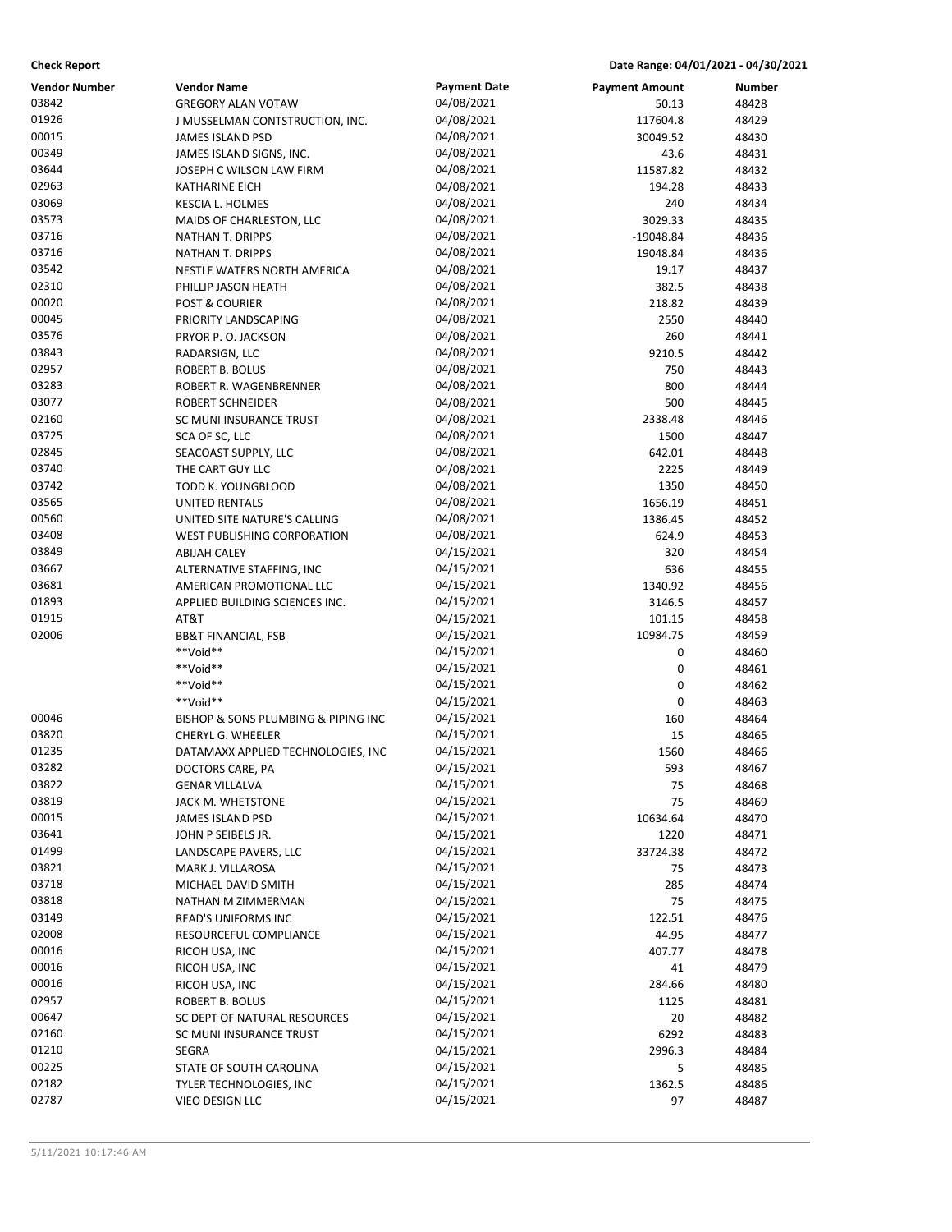**Check Report** **Date Range: 04/01/2021 - 04/30/2021**

| Vendor Number | Vendor Name | Payment Date | Payment Amount | Number |
|---|---|---|---|---|
| 03842 | GREGORY ALAN VOTAW | 04/08/2021 | 50.13 | 48428 |
| 01926 | J MUSSELMAN CONTSTRUCTION, INC. | 04/08/2021 | 117604.8 | 48429 |
| 00015 | JAMES ISLAND PSD | 04/08/2021 | 30049.52 | 48430 |
| 00349 | JAMES ISLAND SIGNS, INC. | 04/08/2021 | 43.6 | 48431 |
| 03644 | JOSEPH C WILSON LAW FIRM | 04/08/2021 | 11587.82 | 48432 |
| 02963 | KATHARINE EICH | 04/08/2021 | 194.28 | 48433 |
| 03069 | KESCIA L. HOLMES | 04/08/2021 | 240 | 48434 |
| 03573 | MAIDS OF CHARLESTON, LLC | 04/08/2021 | 3029.33 | 48435 |
| 03716 | NATHAN T. DRIPPS | 04/08/2021 | -19048.84 | 48436 |
| 03716 | NATHAN T. DRIPPS | 04/08/2021 | 19048.84 | 48436 |
| 03542 | NESTLE WATERS NORTH AMERICA | 04/08/2021 | 19.17 | 48437 |
| 02310 | PHILLIP JASON HEATH | 04/08/2021 | 382.5 | 48438 |
| 00020 | POST & COURIER | 04/08/2021 | 218.82 | 48439 |
| 00045 | PRIORITY LANDSCAPING | 04/08/2021 | 2550 | 48440 |
| 03576 | PRYOR P. O. JACKSON | 04/08/2021 | 260 | 48441 |
| 03843 | RADARSIGN, LLC | 04/08/2021 | 9210.5 | 48442 |
| 02957 | ROBERT B. BOLUS | 04/08/2021 | 750 | 48443 |
| 03283 | ROBERT R. WAGENBRENNER | 04/08/2021 | 800 | 48444 |
| 03077 | ROBERT SCHNEIDER | 04/08/2021 | 500 | 48445 |
| 02160 | SC MUNI INSURANCE TRUST | 04/08/2021 | 2338.48 | 48446 |
| 03725 | SCA OF SC, LLC | 04/08/2021 | 1500 | 48447 |
| 02845 | SEACOAST SUPPLY, LLC | 04/08/2021 | 642.01 | 48448 |
| 03740 | THE CART GUY LLC | 04/08/2021 | 2225 | 48449 |
| 03742 | TODD K. YOUNGBLOOD | 04/08/2021 | 1350 | 48450 |
| 03565 | UNITED RENTALS | 04/08/2021 | 1656.19 | 48451 |
| 00560 | UNITED SITE NATURE'S CALLING | 04/08/2021 | 1386.45 | 48452 |
| 03408 | WEST PUBLISHING CORPORATION | 04/08/2021 | 624.9 | 48453 |
| 03849 | ABIJAH CALEY | 04/15/2021 | 320 | 48454 |
| 03667 | ALTERNATIVE STAFFING, INC | 04/15/2021 | 636 | 48455 |
| 03681 | AMERICAN PROMOTIONAL LLC | 04/15/2021 | 1340.92 | 48456 |
| 01893 | APPLIED BUILDING SCIENCES INC. | 04/15/2021 | 3146.5 | 48457 |
| 01915 | AT&T | 04/15/2021 | 101.15 | 48458 |
| 02006 | BB&T FINANCIAL, FSB | 04/15/2021 | 10984.75 | 48459 |
| | **Void** | 04/15/2021 | 0 | 48460 |
| | **Void** | 04/15/2021 | 0 | 48461 |
| | **Void** | 04/15/2021 | 0 | 48462 |
| | **Void** | 04/15/2021 | 0 | 48463 |
| 00046 | BISHOP & SONS PLUMBING & PIPING INC | 04/15/2021 | 160 | 48464 |
| 03820 | CHERYL G. WHEELER | 04/15/2021 | 15 | 48465 |
| 01235 | DATAMAXX APPLIED TECHNOLOGIES, INC | 04/15/2021 | 1560 | 48466 |
| 03282 | DOCTORS CARE, PA | 04/15/2021 | 593 | 48467 |
| 03822 | GENAR VILLALVA | 04/15/2021 | 75 | 48468 |
| 03819 | JACK M. WHETSTONE | 04/15/2021 | 75 | 48469 |
| 00015 | JAMES ISLAND PSD | 04/15/2021 | 10634.64 | 48470 |
| 03641 | JOHN P SEIBELS JR. | 04/15/2021 | 1220 | 48471 |
| 01499 | LANDSCAPE PAVERS, LLC | 04/15/2021 | 33724.38 | 48472 |
| 03821 | MARK J. VILLAROSA | 04/15/2021 | 75 | 48473 |
| 03718 | MICHAEL DAVID SMITH | 04/15/2021 | 285 | 48474 |
| 03818 | NATHAN M ZIMMERMAN | 04/15/2021 | 75 | 48475 |
| 03149 | READ'S UNIFORMS INC | 04/15/2021 | 122.51 | 48476 |
| 02008 | RESOURCEFUL COMPLIANCE | 04/15/2021 | 44.95 | 48477 |
| 00016 | RICOH USA, INC | 04/15/2021 | 407.77 | 48478 |
| 00016 | RICOH USA, INC | 04/15/2021 | 41 | 48479 |
| 00016 | RICOH USA, INC | 04/15/2021 | 284.66 | 48480 |
| 02957 | ROBERT B. BOLUS | 04/15/2021 | 1125 | 48481 |
| 00647 | SC DEPT OF NATURAL RESOURCES | 04/15/2021 | 20 | 48482 |
| 02160 | SC MUNI INSURANCE TRUST | 04/15/2021 | 6292 | 48483 |
| 01210 | SEGRA | 04/15/2021 | 2996.3 | 48484 |
| 00225 | STATE OF SOUTH CAROLINA | 04/15/2021 | 5 | 48485 |
| 02182 | TYLER TECHNOLOGIES, INC | 04/15/2021 | 1362.5 | 48486 |
| 02787 | VIEO DESIGN LLC | 04/15/2021 | 97 | 48487 |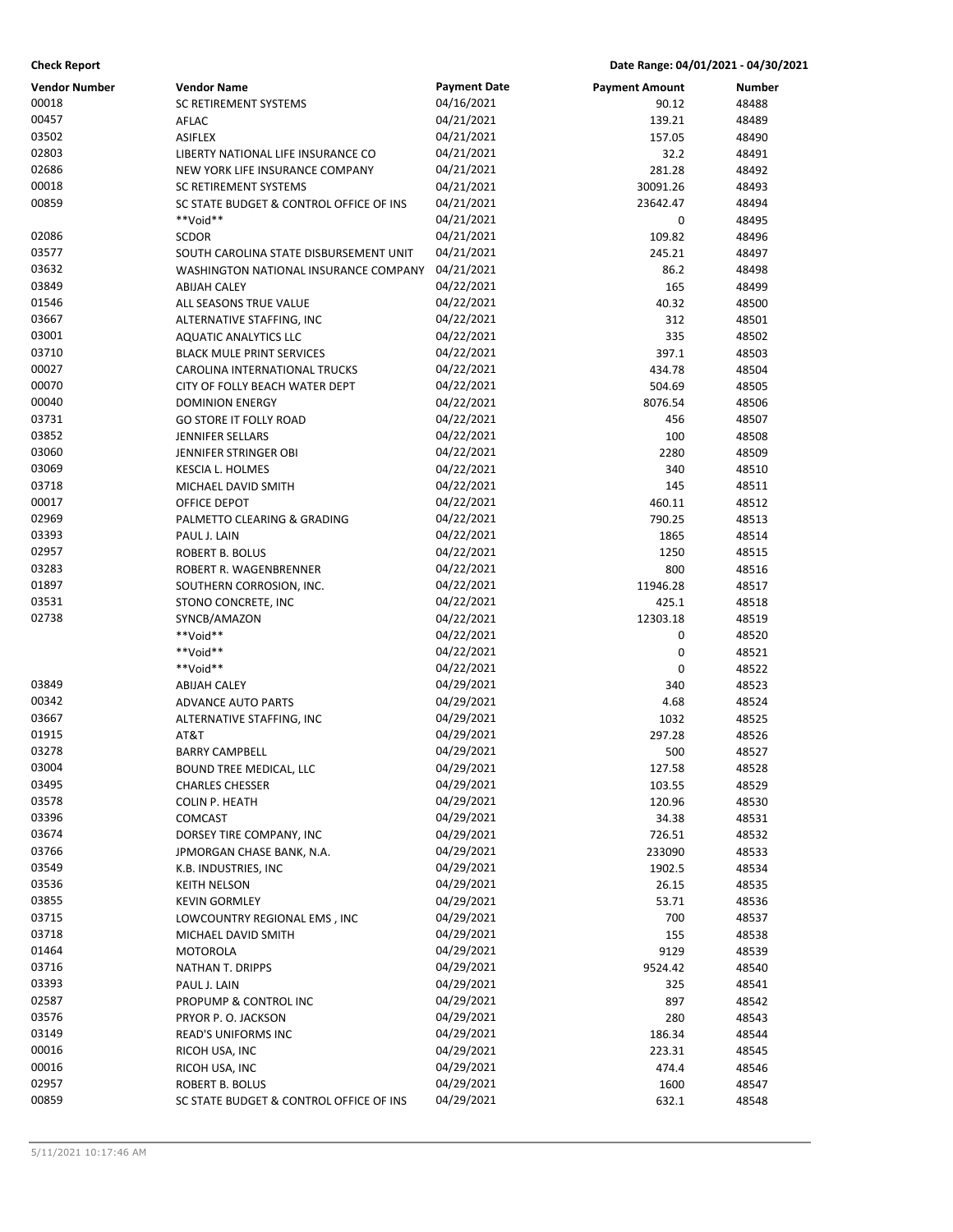**Check Report** | **Date Range: 04/01/2021 - 04/30/2021**

| Vendor Number | Vendor Name | Payment Date | Payment Amount | Number |
|---|---|---|---|---|
| 00018 | SC RETIREMENT SYSTEMS | 04/16/2021 | 90.12 | 48488 |
| 00457 | AFLAC | 04/21/2021 | 139.21 | 48489 |
| 03502 | ASIFLEX | 04/21/2021 | 157.05 | 48490 |
| 02803 | LIBERTY NATIONAL LIFE INSURANCE CO | 04/21/2021 | 32.2 | 48491 |
| 02686 | NEW YORK LIFE INSURANCE COMPANY | 04/21/2021 | 281.28 | 48492 |
| 00018 | SC RETIREMENT SYSTEMS | 04/21/2021 | 30091.26 | 48493 |
| 00859 | SC STATE BUDGET & CONTROL OFFICE OF INS | 04/21/2021 | 23642.47 | 48494 |
| | **Void** | 04/21/2021 | 0 | 48495 |
| 02086 | SCDOR | 04/21/2021 | 109.82 | 48496 |
| 03577 | SOUTH CAROLINA STATE DISBURSEMENT UNIT | 04/21/2021 | 245.21 | 48497 |
| 03632 | WASHINGTON NATIONAL INSURANCE COMPANY | 04/21/2021 | 86.2 | 48498 |
| 03849 | ABIJAH CALEY | 04/22/2021 | 165 | 48499 |
| 01546 | ALL SEASONS TRUE VALUE | 04/22/2021 | 40.32 | 48500 |
| 03667 | ALTERNATIVE STAFFING, INC | 04/22/2021 | 312 | 48501 |
| 03001 | AQUATIC ANALYTICS LLC | 04/22/2021 | 335 | 48502 |
| 03710 | BLACK MULE PRINT SERVICES | 04/22/2021 | 397.1 | 48503 |
| 00027 | CAROLINA INTERNATIONAL TRUCKS | 04/22/2021 | 434.78 | 48504 |
| 00070 | CITY OF FOLLY BEACH WATER DEPT | 04/22/2021 | 504.69 | 48505 |
| 00040 | DOMINION ENERGY | 04/22/2021 | 8076.54 | 48506 |
| 03731 | GO STORE IT FOLLY ROAD | 04/22/2021 | 456 | 48507 |
| 03852 | JENNIFER SELLARS | 04/22/2021 | 100 | 48508 |
| 03060 | JENNIFER STRINGER OBI | 04/22/2021 | 2280 | 48509 |
| 03069 | KESCIA L. HOLMES | 04/22/2021 | 340 | 48510 |
| 03718 | MICHAEL DAVID SMITH | 04/22/2021 | 145 | 48511 |
| 00017 | OFFICE DEPOT | 04/22/2021 | 460.11 | 48512 |
| 02969 | PALMETTO CLEARING & GRADING | 04/22/2021 | 790.25 | 48513 |
| 03393 | PAUL J. LAIN | 04/22/2021 | 1865 | 48514 |
| 02957 | ROBERT B. BOLUS | 04/22/2021 | 1250 | 48515 |
| 03283 | ROBERT R. WAGENBRENNER | 04/22/2021 | 800 | 48516 |
| 01897 | SOUTHERN CORROSION, INC. | 04/22/2021 | 11946.28 | 48517 |
| 03531 | STONO CONCRETE, INC | 04/22/2021 | 425.1 | 48518 |
| 02738 | SYNCB/AMAZON | 04/22/2021 | 12303.18 | 48519 |
| | **Void** | 04/22/2021 | 0 | 48520 |
| | **Void** | 04/22/2021 | 0 | 48521 |
| | **Void** | 04/22/2021 | 0 | 48522 |
| 03849 | ABIJAH CALEY | 04/29/2021 | 340 | 48523 |
| 00342 | ADVANCE AUTO PARTS | 04/29/2021 | 4.68 | 48524 |
| 03667 | ALTERNATIVE STAFFING, INC | 04/29/2021 | 1032 | 48525 |
| 01915 | AT&T | 04/29/2021 | 297.28 | 48526 |
| 03278 | BARRY CAMPBELL | 04/29/2021 | 500 | 48527 |
| 03004 | BOUND TREE MEDICAL, LLC | 04/29/2021 | 127.58 | 48528 |
| 03495 | CHARLES CHESSER | 04/29/2021 | 103.55 | 48529 |
| 03578 | COLIN P. HEATH | 04/29/2021 | 120.96 | 48530 |
| 03396 | COMCAST | 04/29/2021 | 34.38 | 48531 |
| 03674 | DORSEY TIRE COMPANY, INC | 04/29/2021 | 726.51 | 48532 |
| 03766 | JPMORGAN CHASE BANK, N.A. | 04/29/2021 | 233090 | 48533 |
| 03549 | K.B. INDUSTRIES, INC | 04/29/2021 | 1902.5 | 48534 |
| 03536 | KEITH NELSON | 04/29/2021 | 26.15 | 48535 |
| 03855 | KEVIN GORMLEY | 04/29/2021 | 53.71 | 48536 |
| 03715 | LOWCOUNTRY REGIONAL EMS , INC | 04/29/2021 | 700 | 48537 |
| 03718 | MICHAEL DAVID SMITH | 04/29/2021 | 155 | 48538 |
| 01464 | MOTOROLA | 04/29/2021 | 9129 | 48539 |
| 03716 | NATHAN T. DRIPPS | 04/29/2021 | 9524.42 | 48540 |
| 03393 | PAUL J. LAIN | 04/29/2021 | 325 | 48541 |
| 02587 | PROPUMP & CONTROL INC | 04/29/2021 | 897 | 48542 |
| 03576 | PRYOR P. O. JACKSON | 04/29/2021 | 280 | 48543 |
| 03149 | READ'S UNIFORMS INC | 04/29/2021 | 186.34 | 48544 |
| 00016 | RICOH USA, INC | 04/29/2021 | 223.31 | 48545 |
| 00016 | RICOH USA, INC | 04/29/2021 | 474.4 | 48546 |
| 02957 | ROBERT B. BOLUS | 04/29/2021 | 1600 | 48547 |
| 00859 | SC STATE BUDGET & CONTROL OFFICE OF INS | 04/29/2021 | 632.1 | 48548 |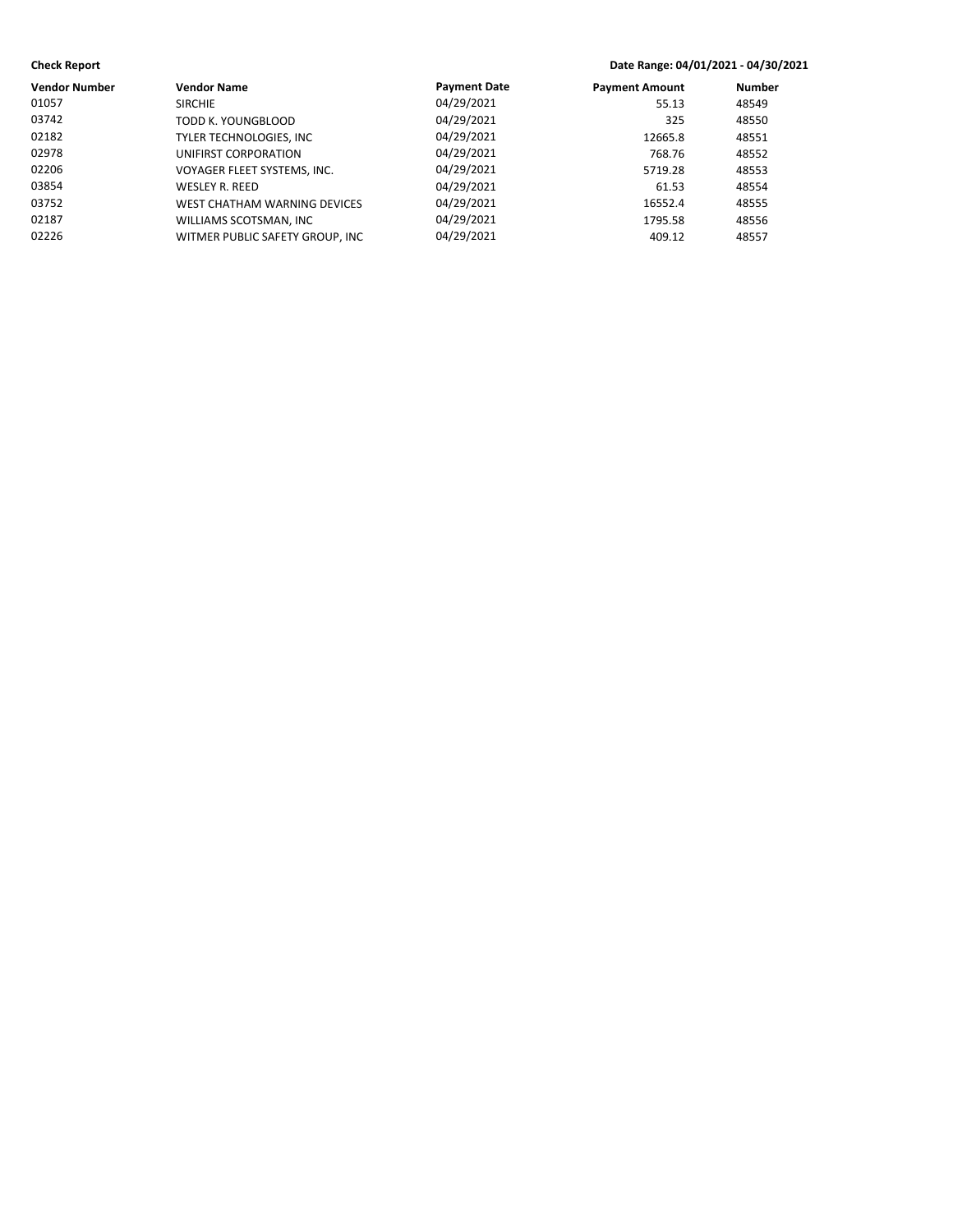**Check Report** **Date Range: 04/01/2021 - 04/30/2021**

| Vendor Number | Vendor Name | Payment Date | Payment Amount | Number |
|---|---|---|---|---|
| 01057 | SIRCHIE | 04/29/2021 | 55.13 | 48549 |
| 03742 | TODD K. YOUNGBLOOD | 04/29/2021 | 325 | 48550 |
| 02182 | TYLER TECHNOLOGIES, INC | 04/29/2021 | 12665.8 | 48551 |
| 02978 | UNIFIRST CORPORATION | 04/29/2021 | 768.76 | 48552 |
| 02206 | VOYAGER FLEET SYSTEMS, INC. | 04/29/2021 | 5719.28 | 48553 |
| 03854 | WESLEY R. REED | 04/29/2021 | 61.53 | 48554 |
| 03752 | WEST CHATHAM WARNING DEVICES | 04/29/2021 | 16552.4 | 48555 |
| 02187 | WILLIAMS SCOTSMAN, INC | 04/29/2021 | 1795.58 | 48556 |
| 02226 | WITMER PUBLIC SAFETY GROUP, INC | 04/29/2021 | 409.12 | 48557 |